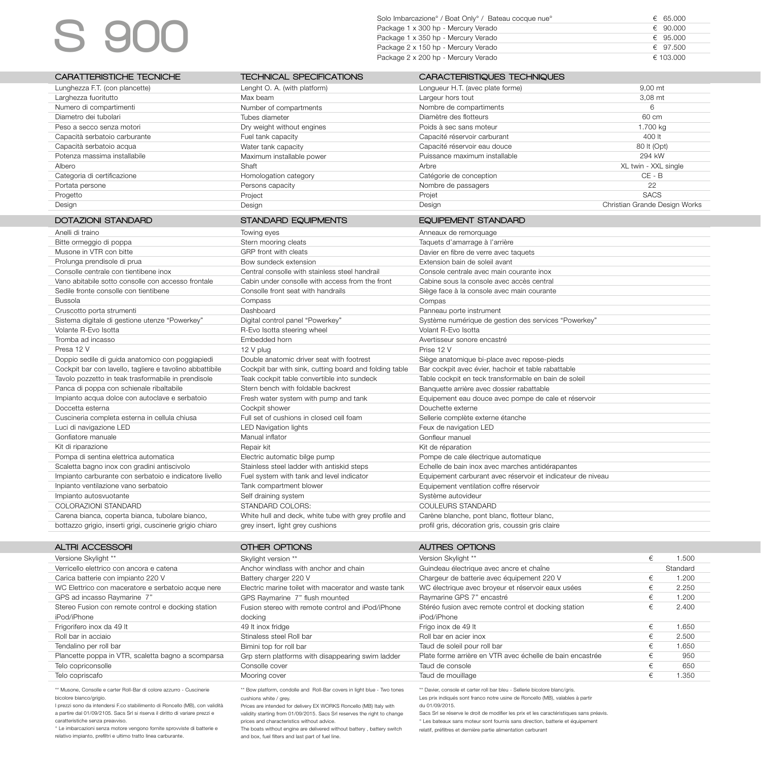# S 900

| | |
|---|---|
| Solo Imbarcazione° / Boat Only° / Bateau cocque nue° | € 65.000 |
| Package 1 x 300 hp - Mercury Verado | € 90.000 |
| Package 1 x 350 hp - Mercury Verado | € 95.000 |
| Package 2 x 150 hp - Mercury Verado | € 97.500 |
| Package 2 x 200 hp - Mercury Verado | € 103.000 |

| CARATTERISTICHE TECNICHE | TECHNICAL SPECIFICATIONS | CARACTERISTIQUES TECHNIQUES | |
|---|---|---|---|
| Lunghezza F.T. (con plancette) | Lenght O. A. (with platform) | Longueur H.T. (avec plate forme) | 9,00 mt |
| Larghezza fuoritutto | Max beam | Largeur hors tout | 3,08 mt |
| Numero di compartimenti | Number of compartments | Nombre de compartiments | 6 |
| Diametro dei tubolari | Tubes diameter | Diamètre des flotteurs | 60 cm |
| Peso a secco senza motori | Dry weight without engines | Poids à sec sans moteur | 1.700 kg |
| Capacità serbatoio carburante | Fuel tank capacity | Capacité réservoir carburant | 400 lt |
| Capacità serbatoio acqua | Water tank capacity | Capacité réservoir eau douce | 80 lt (Opt) |
| Potenza massima installabile | Maximum installable power | Puissance maximum installable | 294 kW |
| Albero | Shaft | Arbre | XL twin - XXL single |
| Categoria di certificazione | Homologation category | Catégorie de conception | CE - B |
| Portata persone | Persons capacity | Nombre de passagers | 22 |
| Progetto | Project | Projet | SACS |
| Design | Design | Design | Christian Grande Design Works |

| DOTAZIONI STANDARD | STANDARD EQUIPMENTS | EQUIPEMENT STANDARD |
|---|---|---|
| Anelli di traino | Towing eyes | Anneaux de remorquage |
| Bitte ormeggio di poppa | Stern mooring cleats | Taquets d'amarrage à l'arrière |
| Musone in VTR con bitte | GRP front with cleats | Davier en fibre de verre avec taquets |
| Prolunga prendisole di prua | Bow sundeck extension | Extension bain de soleil avant |
| Consolle centrale con tientibene inox | Central consolle with stainless steel handrail | Console centrale avec main courante inox |
| Vano abitabile sotto consolle con accesso frontale | Cabin under consolle with access from the front | Cabine sous la console avec accès central |
| Sedile fronte consolle con tientibene | Consolle front seat with handrails | Siège face à la console avec main courante |
| Bussola | Compass | Compas |
| Cruscotto porta strumenti | Dashboard | Panneau porte instrument |
| Sistema digitale di gestione utenze "Powerkey" | Digital control panel "Powerkey" | Système numérique de gestion des services "Powerkey" |
| Volante R-Evo Isotta | R-Evo Isotta steering wheel | Volant R-Evo Isotta |
| Tromba ad incasso | Embedded horn | Avertisseur sonore encastré |
| Presa 12 V | 12 V plug | Prise 12 V |
| Doppio sedile di guida anatomico con poggiapiedi | Double anatomic driver seat with footrest | Siège anatomique bi-place avec repose-pieds |
| Cockpit bar con lavello, tagliere e tavolino abbattibile | Cockpit bar with sink, cutting board and folding table | Bar cockpit avec évier, hachoir et table rabattable |
| Tavolo pozzetto in teak trasformabile in prendisole | Teak cockpit table convertible into sundeck | Table cockpit en teck transformable en bain de soleil |
| Panca di poppa con schienale ribaltabile | Stern bench with foldable backrest | Banquette arrière avec dossier rabattable |
| Impianto acqua dolce con autoclave e serbatoio | Fresh water system with pump and tank | Equipement eau douce avec pompe de cale et réservoir |
| Doccetta esterna | Cockpit shower | Douchette externe |
| Cuscineria completa esterna in cellula chiusa | Full set of cushions in closed cell foam | Sellerie complète externe étanche |
| Luci di navigazione LED | LED Navigation lights | Feux de navigation LED |
| Gonfiatore manuale | Manual inflator | Gonfleur manuel |
| Kit di riparazione | Repair kit | Kit de réparation |
| Pompa di sentina elettrica automatica | Electric automatic bilge pump | Pompe de cale électrique automatique |
| Scaletta bagno inox con gradini antiscivolo | Stainless steel ladder with antiskid steps | Echelle de bain inox avec marches antidérapantes |
| Impianto carburante con serbatoio e indicatore livello | Fuel system with tank and level indicator | Equipement carburant avec réservoir et indicateur de niveau |
| Inpianto ventilazione vano serbatoio | Tank compartment blower | Equipement ventilation coffre réservoir |
| Impianto autosvuotante | Self draining system | Système autovideur |
| COLORAZIONI STANDARD | STANDARD COLORS: | COULEURS STANDARD |
| Carena bianca, coperta bianca, tubolare bianco, bottazzo grigio, inserti grigi, cuscinerie grigio chiaro | White hull and deck, white tube with grey profile and grey insert, light grey cushions | Carène blanche, pont blanc, flotteur blanc, profil gris, décoration gris, coussin gris claire |

| ALTRI ACCESSORI | OTHER OPTIONS | AUTRES OPTIONS | | |
|---|---|---|---|---|
| Versione Skylight ** | Skylight version ** | Version Skylight ** | € | 1.500 |
| Verricello elettrico con ancora e catena | Anchor windlass with anchor and chain | Guindeau électrique avec ancre et chaîne | | Standard |
| Carica batterie con impianto 220 V | Battery charger 220 V | Chargeur de batterie avec équipement 220 V | € | 1.200 |
| WC Elettrico con maceratore e serbatoio acque nere | Electric marine toilet with macerator and waste tank | WC électrique avec broyeur et réservoir eaux usées | € | 2.250 |
| GPS ad incasso Raymarine 7" | GPS Raymarine 7" flush mounted | Raymarine GPS 7" encastré | € | 1.200 |
| Stereo Fusion con remote control e docking station iPod/iPhone | Fusion stereo with remote control and iPod/iPhone docking | Stéréo fusion avec remote control et docking station iPod/iPhone | € | 2.400 |
| Frigorifero inox da 49 lt | 49 lt inox fridge | Frigo inox de 49 lt | € | 1.650 |
| Roll bar in acciaio | Stinaless steel Roll bar | Roll bar en acier inox | € | 2.500 |
| Tendalino per roll bar | Bimini top for roll bar | Taud de soleil pour roll bar | € | 1.650 |
| Plancette poppa in VTR, scaletta bagno a scomparsa | Grp stern platforms with disappearing swim ladder | Plate forme arrière en VTR avec échelle de bain encastrée | € | 950 |
| Telo copriconsolle | Consolle cover | Taud de console | € | 650 |
| Telo copriscafo | Mooring cover | Taud de mouillage | € | 1.350 |

** Musone, Consolle e carter Roll-Bar di colore azzurro - Cuscinerie bicolore bianco/grigio.
I prezzi sono da intendersi F.co stabilimento di Roncello (MB), con validità a partire dal 01/09/2105. Sacs Srl si riserva il diritto di variare prezzi e caratteristiche senza preavviso.
° Le imbarcazioni senza motore vengono fornite sprovviste di batterie e relativo impianto, prefiltri e ultimo tratto linea carburante.

** Bow platform, condolle and Roll-Bar covers in light blue - Two tones cushions white / grey.
Prices are intended for delivery EX WORKS Roncello (MB) Italy with validity starting from 01/09/2015. Sacs Srl reserves the right to change prices and characteristics without advice.
The boats without engine are delivered without battery , battery switch and box, fuel filters and last part of fuel line.

** Davier, console et carter roll bar bleu - Sellerie bicolore blanc/gris.
Les prix indiqués sont franco notre usine de Roncello (MB), valables à partir du 01/09/2015.
Sacs Srl se réserve le droit de modifier les prix et les caractéristiques sans préavis.
° Les bateaux sans moteur sont fournis sans direction, batterie et équipement relatif, préfiltres et dernière partie alimentation carburant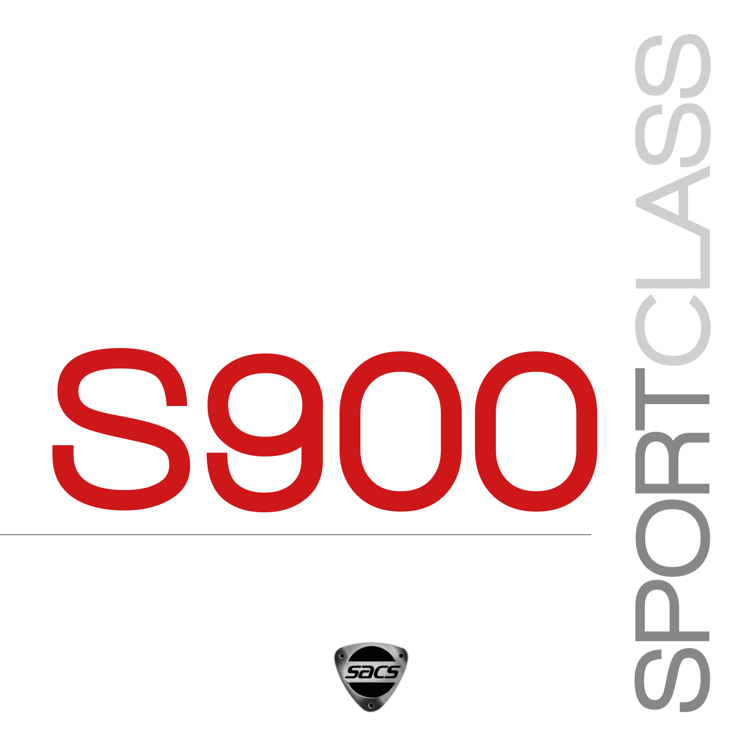# S900

SPORTCLASS

sacs